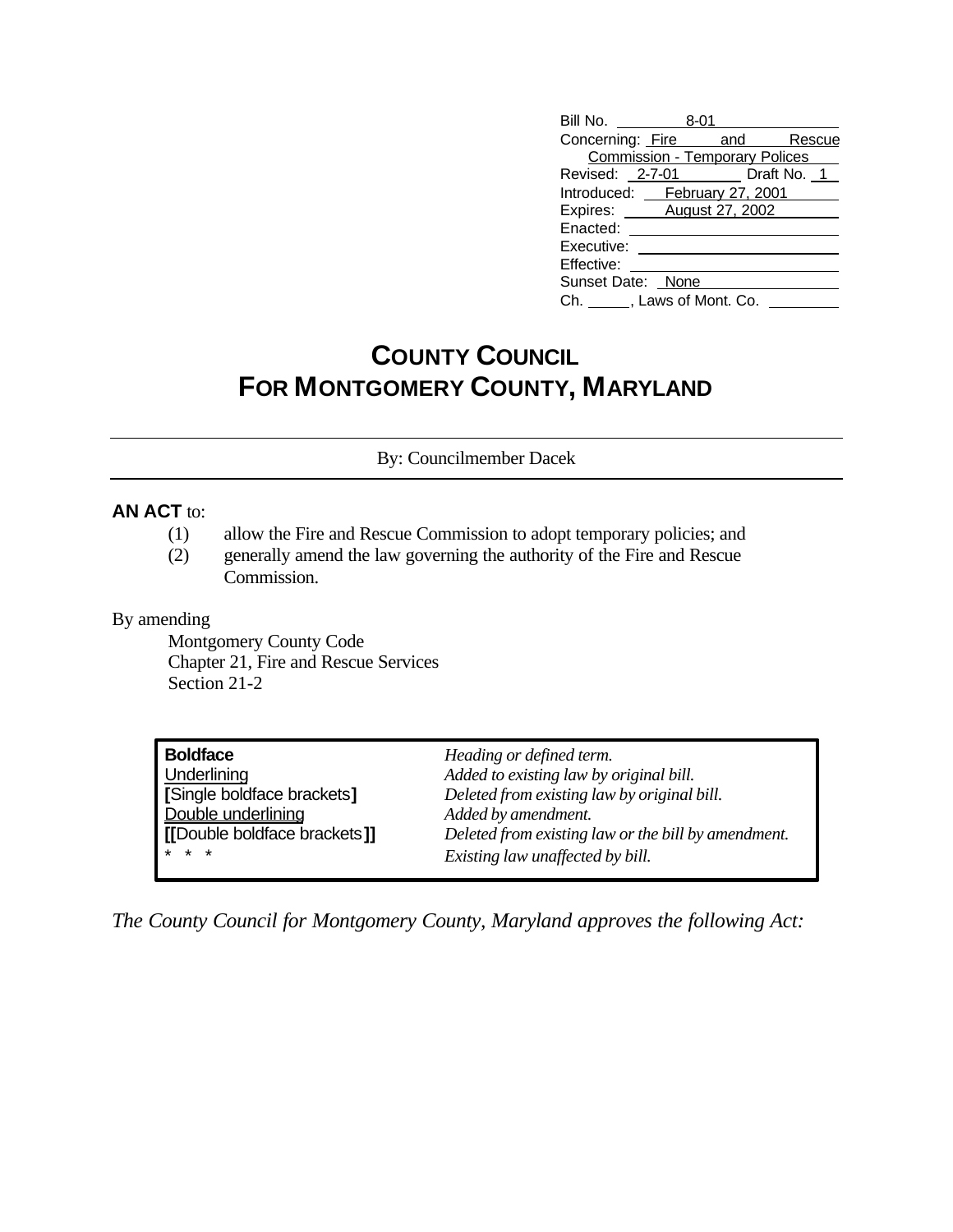| | |
|---|---|
| Bill No. | 8-01 |
| Concerning: | Fire and Rescue Commission - Temporary Polices |
| Revised: | 2-7-01 Draft No. 1 |
| Introduced: | February 27, 2001 |
| Expires: | August 27, 2002 |
| Enacted: | |
| Executive: | |
| Effective: | |
| Sunset Date: | None |
| Ch. ____, Laws of Mont. Co. | |

# COUNTY COUNCIL
# FOR MONTGOMERY COUNTY, MARYLAND

By: Councilmember Dacek

**AN ACT** to:

(1) allow the Fire and Rescue Commission to adopt temporary policies; and
(2) generally amend the law governing the authority of the Fire and Rescue Commission.

By amending

Montgomery County Code
Chapter 21, Fire and Rescue Services
Section 21-2

| | |
|---|---|
| **Boldface** | *Heading or defined term.* |
| Underlining | *Added to existing law by original bill.* |
| **[**Single boldface brackets**]** | *Deleted from existing law by original bill.* |
| Double underlining | *Added by amendment.* |
| **[[**Double boldface brackets**]]** | *Deleted from existing law or the bill by amendment.* |
| * * * | *Existing law unaffected by bill.* |

*The County Council for Montgomery County, Maryland approves the following Act:*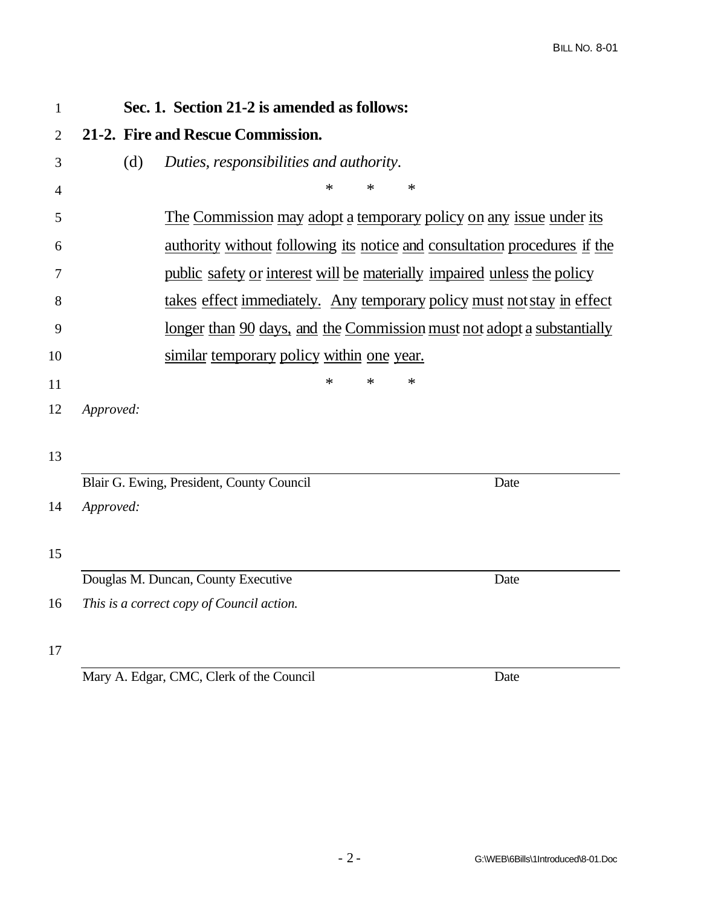**Sec. 1. Section 21-2 is amended as follows:**

**21-2. Fire and Rescue Commission.**

(d) *Duties, responsibilities and authority.*

\*   \*   \*

<u>The Commission may adopt a temporary policy on any issue under its authority without following its notice and consultation procedures if the public safety or interest will be materially impaired unless the policy takes effect immediately. Any temporary policy must not stay in effect longer than 90 days, and the Commission must not adopt a substantially similar temporary policy within one year.</u>

\*   \*   \*

*Approved:*

Blair G. Ewing, President, County Council — Date

*Approved:*

Douglas M. Duncan, County Executive — Date

*This is a correct copy of Council action.*

Mary A. Edgar, CMC, Clerk of the Council — Date